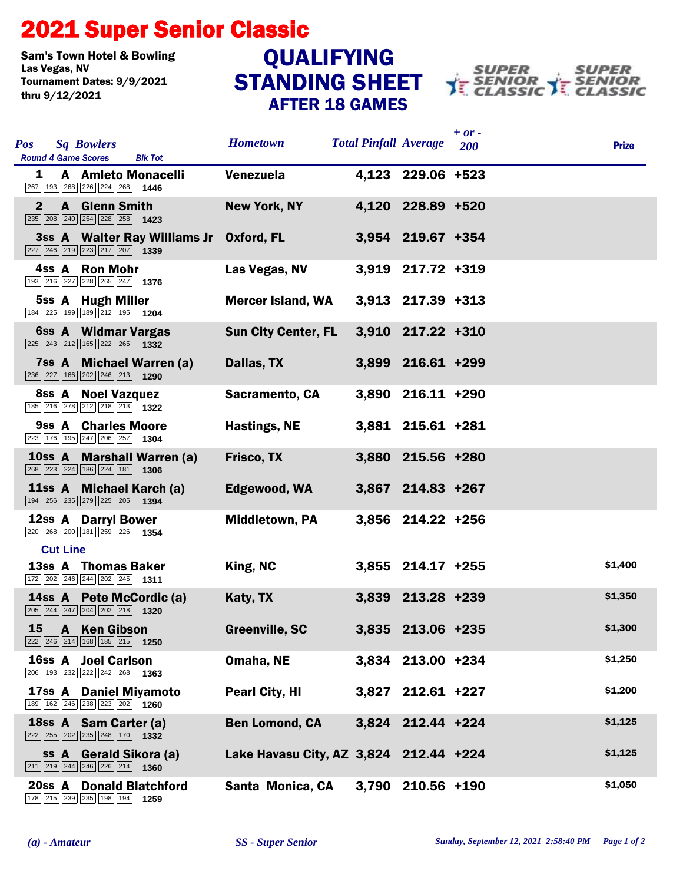# 2021 Super Senior Classic

Sam's Town Hotel & Bowling
Las Vegas, NV
Tournament Dates: 9/9/2021
thru 9/12/2021

## QUALIFYING STANDING SHEET
### AFTER 18 GAMES

| Pos | Sq | Bowlers | Round 4 Game Scores | Blk Tot | Hometown | Total Pinfall | Average | + or - 200 | Prize |
|---|---|---|---|---|---|---|---|---|---|
| 1 | A | Amleto Monacelli | 267 193 268 226 224 268 | 1446 | Venezuela | 4,123 | 229.06 | +523 | |
| 2 | A | Glenn Smith | 235 208 240 254 228 258 | 1423 | New York, NY | 4,120 | 228.89 | +520 | |
| 3ss | A | Walter Ray Williams Jr | 227 246 219 223 217 207 | 1339 | Oxford, FL | 3,954 | 219.67 | +354 | |
| 4ss | A | Ron Mohr | 193 216 227 228 265 247 | 1376 | Las Vegas, NV | 3,919 | 217.72 | +319 | |
| 5ss | A | Hugh Miller | 184 225 199 189 212 195 | 1204 | Mercer Island, WA | 3,913 | 217.39 | +313 | |
| 6ss | A | Widmar Vargas | 225 243 212 165 222 265 | 1332 | Sun City Center, FL | 3,910 | 217.22 | +310 | |
| 7ss | A | Michael Warren (a) | 236 227 166 202 246 213 | 1290 | Dallas, TX | 3,899 | 216.61 | +299 | |
| 8ss | A | Noel Vazquez | 185 216 278 212 218 213 | 1322 | Sacramento, CA | 3,890 | 216.11 | +290 | |
| 9ss | A | Charles Moore | 223 176 195 247 206 257 | 1304 | Hastings, NE | 3,881 | 215.61 | +281 | |
| 10ss | A | Marshall Warren (a) | 268 223 224 186 224 181 | 1306 | Frisco, TX | 3,880 | 215.56 | +280 | |
| 11ss | A | Michael Karch (a) | 194 256 235 279 225 205 | 1394 | Edgewood, WA | 3,867 | 214.83 | +267 | |
| 12ss | A | Darryl Bower | 220 268 200 181 259 226 | 1354 | Middletown, PA | 3,856 | 214.22 | +256 | |
| **Cut Line** | | | | | | | | | |
| 13ss | A | Thomas Baker | 172 202 246 244 202 245 | 1311 | King, NC | 3,855 | 214.17 | +255 | $1,400 |
| 14ss | A | Pete McCordic (a) | 205 244 247 204 202 218 | 1320 | Katy, TX | 3,839 | 213.28 | +239 | $1,350 |
| 15 | A | Ken Gibson | 222 246 214 168 185 215 | 1250 | Greenville, SC | 3,835 | 213.06 | +235 | $1,300 |
| 16ss | A | Joel Carlson | 206 193 232 222 242 268 | 1363 | Omaha, NE | 3,834 | 213.00 | +234 | $1,250 |
| 17ss | A | Daniel Miyamoto | 189 162 246 238 223 202 | 1260 | Pearl City, HI | 3,827 | 212.61 | +227 | $1,200 |
| 18ss | A | Sam Carter (a) | 222 255 202 235 248 170 | 1332 | Ben Lomond, CA | 3,824 | 212.44 | +224 | $1,125 |
| ss | A | Gerald Sikora (a) | 211 219 244 246 226 214 | 1360 | Lake Havasu City, AZ | 3,824 | 212.44 | +224 | $1,125 |
| 20ss | A | Donald Blatchford | 178 215 239 235 198 194 | 1259 | Santa Monica, CA | 3,790 | 210.56 | +190 | $1,050 |

*(a) - Amateur*　　*SS - Super Senior*　　*Sunday, September 12, 2021 2:58:40 PM*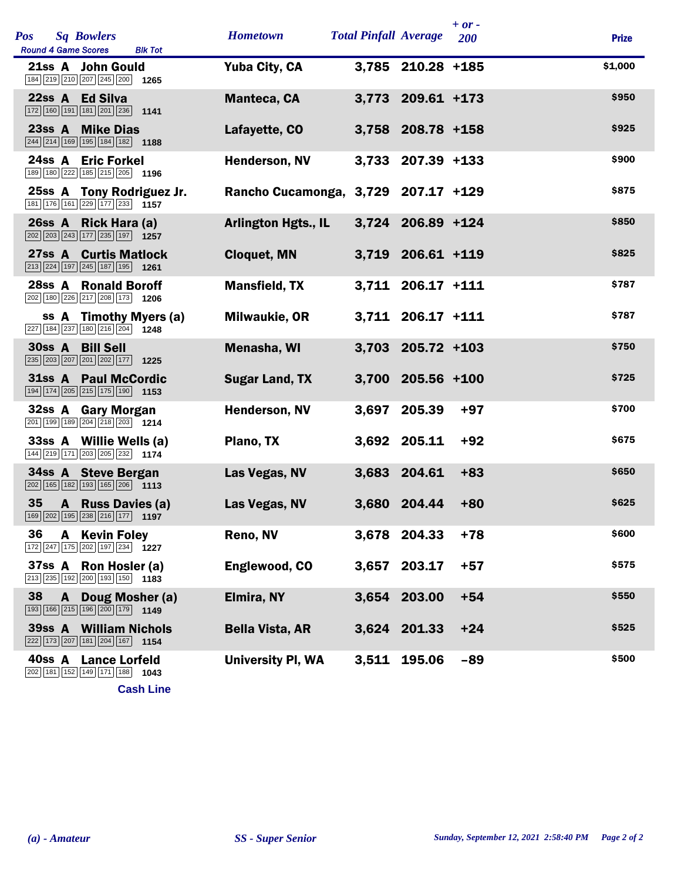| Pos | Sq | Bowlers | Hometown | Total Pinfall | Average | + or - 200 | Prize |
|---|---|---|---|---|---|---|---|
| Round 4 Game Scores | | Blk Tot | | | | | |
| 21ss | A | John Gould | Yuba City, CA | 3,785 | 210.28 | +185 | $1,000 |
| 184 219 210 207 245 200 | | 1265 | | | | | |
| 22ss | A | Ed Silva | Manteca, CA | 3,773 | 209.61 | +173 | $950 |
| 172 160 191 181 201 236 | | 1141 | | | | | |
| 23ss | A | Mike Dias | Lafayette, CO | 3,758 | 208.78 | +158 | $925 |
| 244 214 169 195 184 182 | | 1188 | | | | | |
| 24ss | A | Eric Forkel | Henderson, NV | 3,733 | 207.39 | +133 | $900 |
| 189 180 222 185 215 205 | | 1196 | | | | | |
| 25ss | A | Tony Rodriguez Jr. | Rancho Cucamonga, | 3,729 | 207.17 | +129 | $875 |
| 181 176 161 229 177 233 | | 1157 | | | | | |
| 26ss | A | Rick Hara (a) | Arlington Hgts., IL | 3,724 | 206.89 | +124 | $850 |
| 202 203 243 177 235 197 | | 1257 | | | | | |
| 27ss | A | Curtis Matlock | Cloquet, MN | 3,719 | 206.61 | +119 | $825 |
| 213 224 197 245 187 195 | | 1261 | | | | | |
| 28ss | A | Ronald Boroff | Mansfield, TX | 3,711 | 206.17 | +111 | $787 |
| 202 180 226 217 208 173 | | 1206 | | | | | |
| ss | A | Timothy Myers (a) | Milwaukie, OR | 3,711 | 206.17 | +111 | $787 |
| 227 184 237 180 216 204 | | 1248 | | | | | |
| 30ss | A | Bill Sell | Menasha, WI | 3,703 | 205.72 | +103 | $750 |
| 235 203 207 201 202 177 | | 1225 | | | | | |
| 31ss | A | Paul McCordic | Sugar Land, TX | 3,700 | 205.56 | +100 | $725 |
| 194 174 205 215 175 190 | | 1153 | | | | | |
| 32ss | A | Gary Morgan | Henderson, NV | 3,697 | 205.39 | +97 | $700 |
| 201 199 189 204 218 203 | | 1214 | | | | | |
| 33ss | A | Willie Wells (a) | Plano, TX | 3,692 | 205.11 | +92 | $675 |
| 144 219 171 203 205 232 | | 1174 | | | | | |
| 34ss | A | Steve Bergan | Las Vegas, NV | 3,683 | 204.61 | +83 | $650 |
| 202 165 182 193 165 206 | | 1113 | | | | | |
| 35 | A | Russ Davies (a) | Las Vegas, NV | 3,680 | 204.44 | +80 | $625 |
| 169 202 195 238 216 177 | | 1197 | | | | | |
| 36 | A | Kevin Foley | Reno, NV | 3,678 | 204.33 | +78 | $600 |
| 172 247 175 202 197 234 | | 1227 | | | | | |
| 37ss | A | Ron Hosler (a) | Englewood, CO | 3,657 | 203.17 | +57 | $575 |
| 213 235 192 200 193 150 | | 1183 | | | | | |
| 38 | A | Doug Mosher (a) | Elmira, NY | 3,654 | 203.00 | +54 | $550 |
| 193 166 215 196 200 179 | | 1149 | | | | | |
| 39ss | A | William Nichols | Bella Vista, AR | 3,624 | 201.33 | +24 | $525 |
| 222 173 207 181 204 167 | | 1154 | | | | | |
| 40ss | A | Lance Lorfeld | University Pl, WA | 3,511 | 195.06 | -89 | $500 |
| 202 181 152 149 171 188 | | 1043 | | | | | |

Cash Line

*(a) - Amateur* *SS - Super Senior*

*Sunday, September 12, 2021 2:58:40 PM*